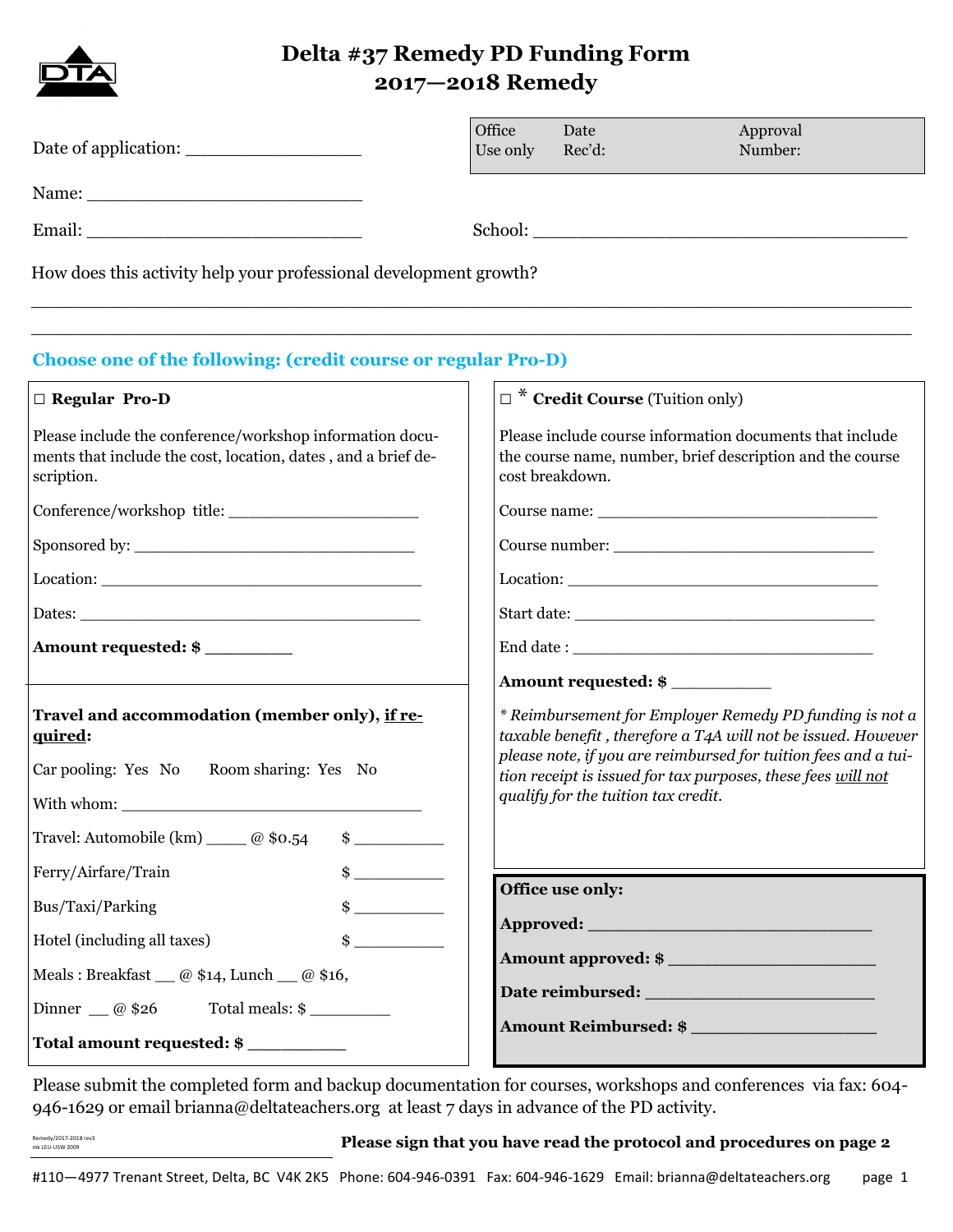# Delta #37 Remedy PD Funding Form
## 2017—2018 Remedy

Date of application: _________________

| Office Use only | Date Rec'd: | Approval Number: |
|---|---|---|

Name: ___________________________

Email: ___________________________

School: ____________________________________

How does this activity help your professional development growth?

______________________________________________________________________________

______________________________________________________________________________

**Choose one of the following: (credit course or regular Pro-D)**

☐ **Regular Pro-D**

Please include the conference/workshop information documents that include the cost, location, dates , and a brief description.

Conference/workshop title: ___________________

Sponsored by: ____________________________

Location: _________________________________

Dates: ___________________________________

**Amount requested: $** _________

**Travel and accommodation (member only), <u>if required</u>:**

Car pooling: Yes No     Room sharing: Yes No

With whom: ______________________________

Travel: Automobile (km) _____ @ $0.54     $ __________

Ferry/Airfare/Train     $ __________

Bus/Taxi/Parking     $ __________

Hotel (including all taxes)     $ __________

Meals : Breakfast __ @ $14, Lunch __ @ $16,

Dinner __ @ $26     Total meals: $ _________

**Total amount requested: $** __________

☐ * **Credit Course** (Tuition only)

Please include course information documents that include the course name, number, brief description and the course cost breakdown.

Course name: _____________________________

Course number: ___________________________

Location: _________________________________

Start date: ________________________________

End date : ________________________________

**Amount requested: $** __________

*\* Reimbursement for Employer Remedy PD funding is not a taxable benefit , therefore a T4A will not be issued. However please note, if you are reimbursed for tuition fees and a tuition receipt is issued for tax purposes, these fees <u>will not</u> qualify for the tuition tax credit.*

**Office use only:**

**Approved:** ____________________________

**Amount approved: $** ____________________

**Date reimbursed:** ______________________

**Amount Reimbursed: $** __________________

Please submit the completed form and backup documentation for courses, workshops and conferences via fax: 604-946-1629 or email brianna@deltateachers.org at least 7 days in advance of the PD activity.

Remedy/2017-2018 rev3
mk LEU-USW 2009

**Please sign that you have read the protocol and procedures on page 2**

#110—4977 Trenant Street, Delta, BC V4K 2K5 Phone: 604-946-0391 Fax: 604-946-1629 Email: brianna@deltateachers.org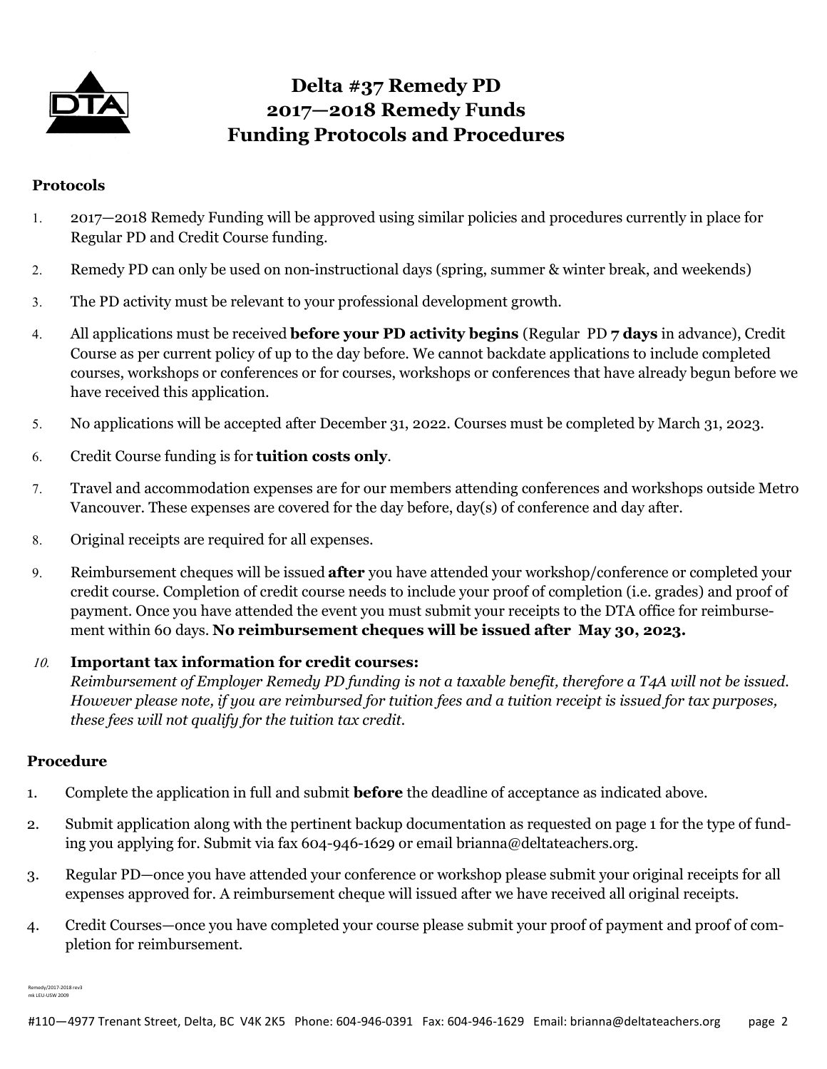# Delta #37 Remedy PD
# 2017—2018 Remedy Funds
# Funding Protocols and Procedures

## Protocols

1. 2017—2018 Remedy Funding will be approved using similar policies and procedures currently in place for Regular PD and Credit Course funding.
2. Remedy PD can only be used on non-instructional days (spring, summer & winter break, and weekends)
3. The PD activity must be relevant to your professional development growth.
4. All applications must be received **before your PD activity begins** (Regular PD **7 days** in advance), Credit Course as per current policy of up to the day before. We cannot backdate applications to include completed courses, workshops or conferences or for courses, workshops or conferences that have already begun before we have received this application.
5. No applications will be accepted after December 31, 2022. Courses must be completed by March 31, 2023.
6. Credit Course funding is for **tuition costs only**.
7. Travel and accommodation expenses are for our members attending conferences and workshops outside Metro Vancouver. These expenses are covered for the day before, day(s) of conference and day after.
8. Original receipts are required for all expenses.
9. Reimbursement cheques will be issued **after** you have attended your workshop/conference or completed your credit course. Completion of credit course needs to include your proof of completion (i.e. grades) and proof of payment. Once you have attended the event you must submit your receipts to the DTA office for reimbursement within 60 days. **No reimbursement cheques will be issued after May 30, 2023.**
10. **Important tax information for credit courses:**
    *Reimbursement of Employer Remedy PD funding is not a taxable benefit, therefore a T4A will not be issued. However please note, if you are reimbursed for tuition fees and a tuition receipt is issued for tax purposes, these fees will not qualify for the tuition tax credit.*

## Procedure

1. Complete the application in full and submit **before** the deadline of acceptance as indicated above.
2. Submit application along with the pertinent backup documentation as requested on page 1 for the type of funding you applying for. Submit via fax 604-946-1629 or email brianna@deltateachers.org.
3. Regular PD—once you have attended your conference or workshop please submit your original receipts for all expenses approved for. A reimbursement cheque will issued after we have received all original receipts.
4. Credit Courses—once you have completed your course please submit your proof of payment and proof of completion for reimbursement.

Remedy/2017-2018 rev3
mk LEU-USW 2009

#110—4977 Trenant Street, Delta, BC V4K 2K5 Phone: 604-946-0391 Fax: 604-946-1629 Email: brianna@deltateachers.org